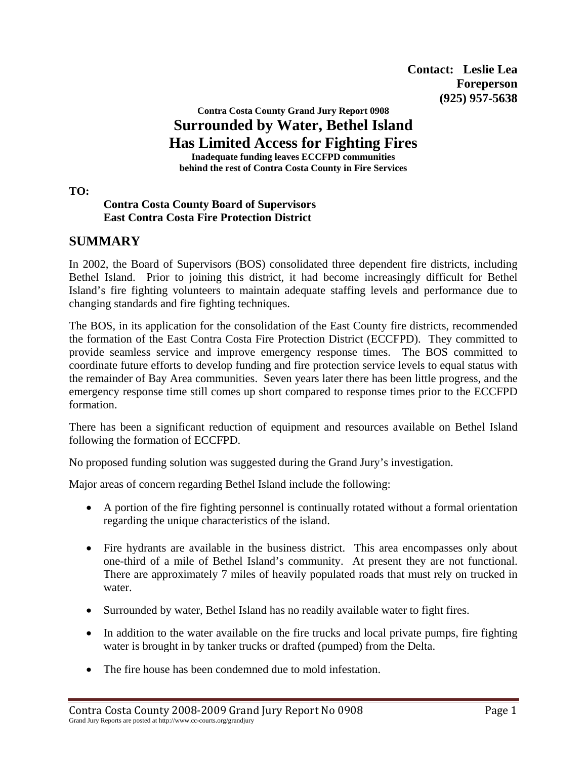**Contact: Leslie Lea**
**Foreperson**
**(925) 957-5638**

**Contra Costa County Grand Jury Report 0908**

# Surrounded by Water, Bethel Island Has Limited Access for Fighting Fires

**Inadequate funding leaves ECCFPD communities behind the rest of Contra Costa County in Fire Services**

**TO:**

**Contra Costa County Board of Supervisors**
**East Contra Costa Fire Protection District**

## SUMMARY

In 2002, the Board of Supervisors (BOS) consolidated three dependent fire districts, including Bethel Island. Prior to joining this district, it had become increasingly difficult for Bethel Island's fire fighting volunteers to maintain adequate staffing levels and performance due to changing standards and fire fighting techniques.

The BOS, in its application for the consolidation of the East County fire districts, recommended the formation of the East Contra Costa Fire Protection District (ECCFPD). They committed to provide seamless service and improve emergency response times. The BOS committed to coordinate future efforts to develop funding and fire protection service levels to equal status with the remainder of Bay Area communities. Seven years later there has been little progress, and the emergency response time still comes up short compared to response times prior to the ECCFPD formation.

There has been a significant reduction of equipment and resources available on Bethel Island following the formation of ECCFPD.

No proposed funding solution was suggested during the Grand Jury's investigation.

Major areas of concern regarding Bethel Island include the following:

- A portion of the fire fighting personnel is continually rotated without a formal orientation regarding the unique characteristics of the island.
- Fire hydrants are available in the business district. This area encompasses only about one-third of a mile of Bethel Island's community. At present they are not functional. There are approximately 7 miles of heavily populated roads that must rely on trucked in water.
- Surrounded by water, Bethel Island has no readily available water to fight fires.
- In addition to the water available on the fire trucks and local private pumps, fire fighting water is brought in by tanker trucks or drafted (pumped) from the Delta.
- The fire house has been condemned due to mold infestation.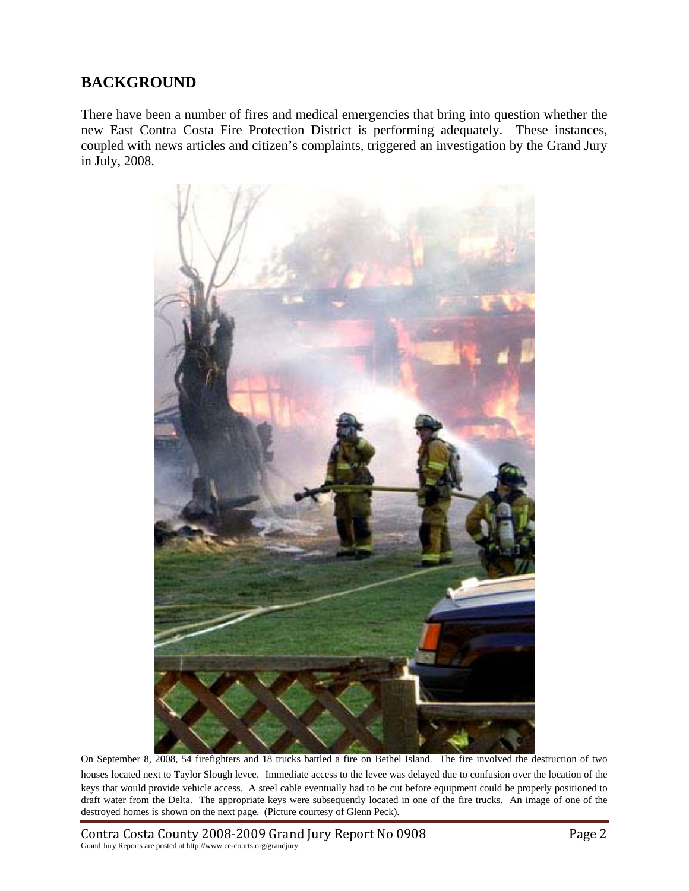## BACKGROUND

There have been a number of fires and medical emergencies that bring into question whether the new East Contra Costa Fire Protection District is performing adequately. These instances, coupled with news articles and citizen's complaints, triggered an investigation by the Grand Jury in July, 2008.

On September 8, 2008, 54 firefighters and 18 trucks battled a fire on Bethel Island. The fire involved the destruction of two houses located next to Taylor Slough levee. Immediate access to the levee was delayed due to confusion over the location of the keys that would provide vehicle access. A steel cable eventually had to be cut before equipment could be properly positioned to draft water from the Delta. The appropriate keys were subsequently located in one of the fire trucks. An image of one of the destroyed homes is shown on the next page. (Picture courtesy of Glenn Peck).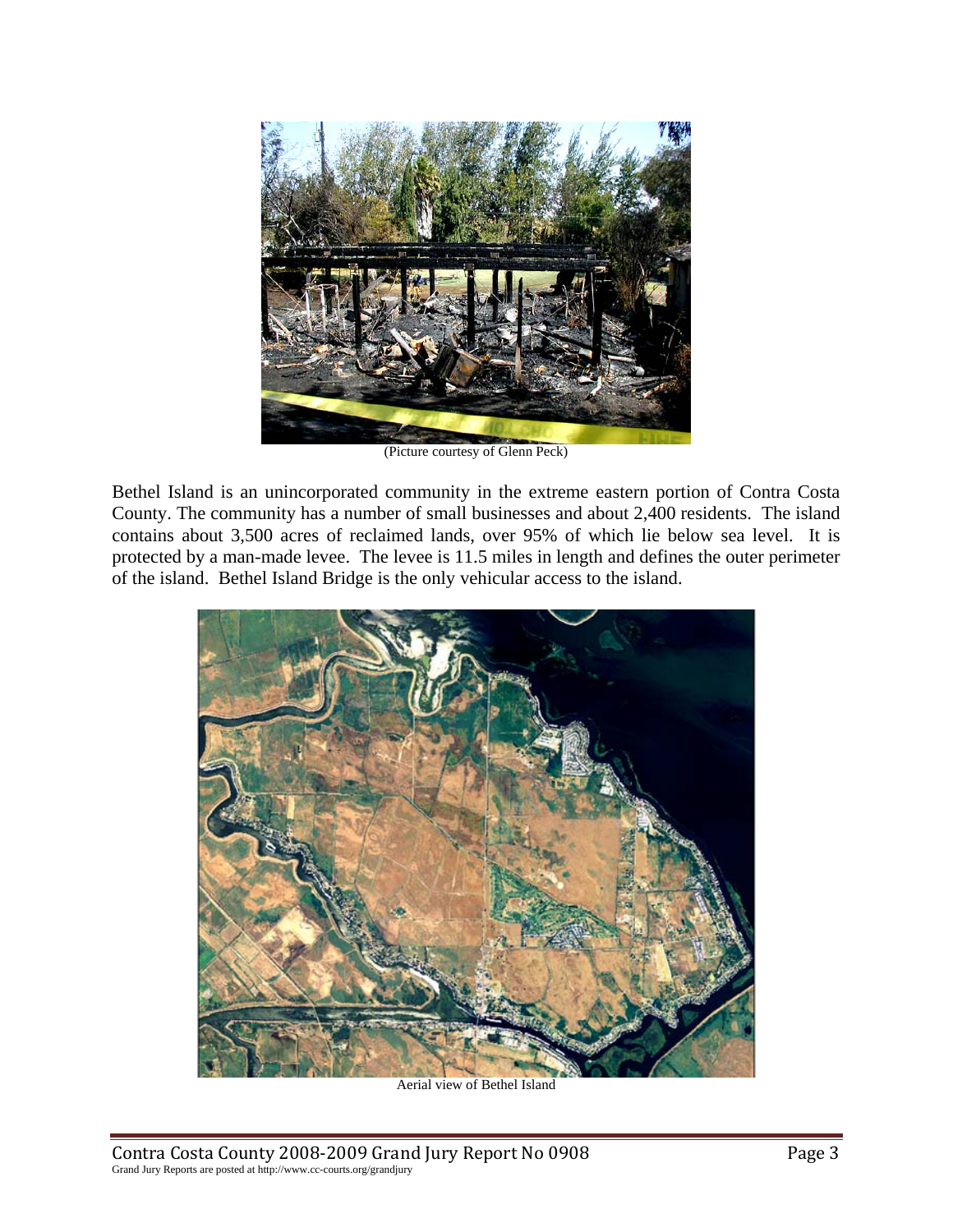(Picture courtesy of Glenn Peck)

Bethel Island is an unincorporated community in the extreme eastern portion of Contra Costa County. The community has a number of small businesses and about 2,400 residents. The island contains about 3,500 acres of reclaimed lands, over 95% of which lie below sea level. It is protected by a man-made levee. The levee is 11.5 miles in length and defines the outer perimeter of the island. Bethel Island Bridge is the only vehicular access to the island.

Aerial view of Bethel Island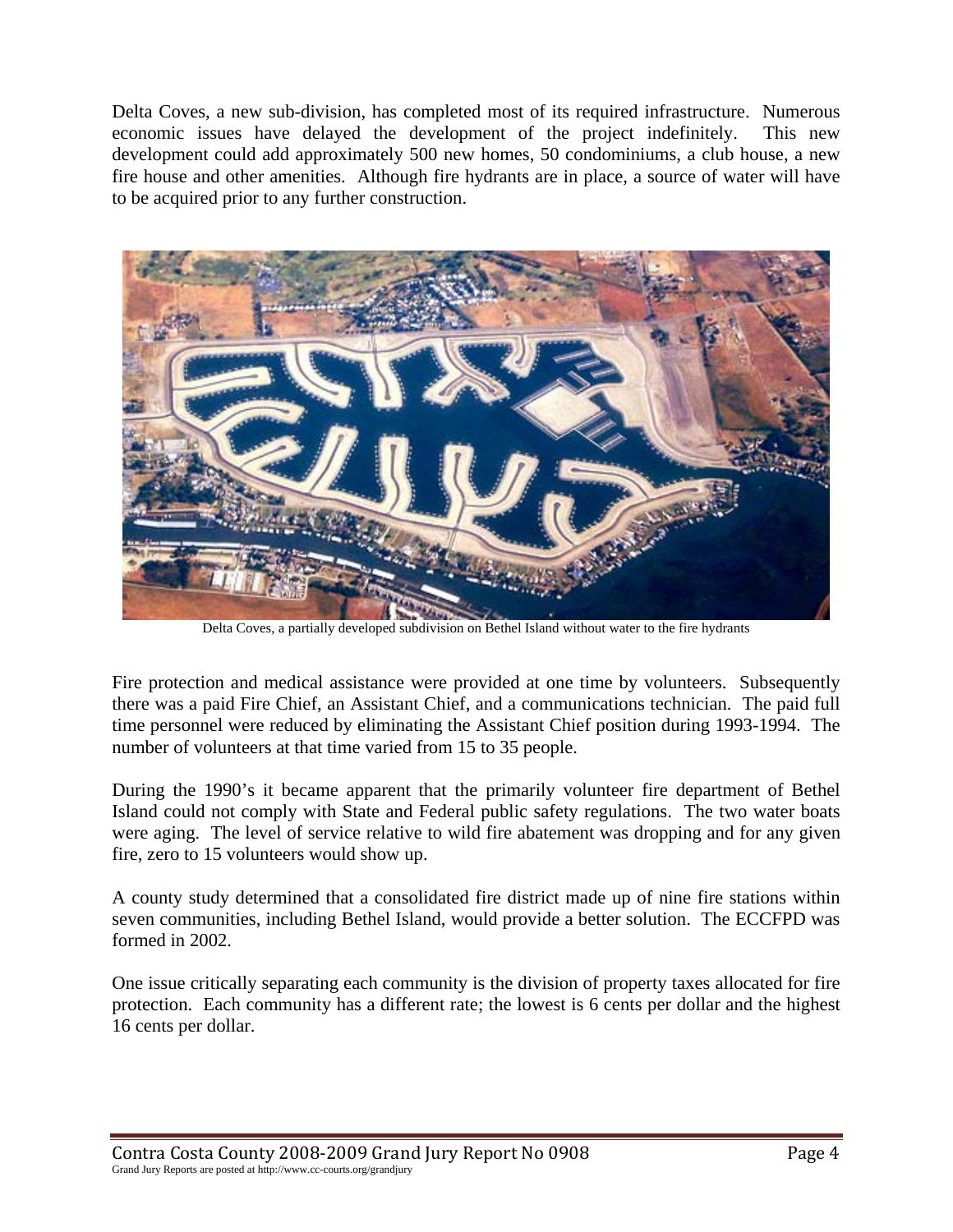Delta Coves, a new sub-division, has completed most of its required infrastructure. Numerous economic issues have delayed the development of the project indefinitely. This new development could add approximately 500 new homes, 50 condominiums, a club house, a new fire house and other amenities. Although fire hydrants are in place, a source of water will have to be acquired prior to any further construction.

Delta Coves, a partially developed subdivision on Bethel Island without water to the fire hydrants

Fire protection and medical assistance were provided at one time by volunteers. Subsequently there was a paid Fire Chief, an Assistant Chief, and a communications technician. The paid full time personnel were reduced by eliminating the Assistant Chief position during 1993-1994. The number of volunteers at that time varied from 15 to 35 people.

During the 1990's it became apparent that the primarily volunteer fire department of Bethel Island could not comply with State and Federal public safety regulations. The two water boats were aging. The level of service relative to wild fire abatement was dropping and for any given fire, zero to 15 volunteers would show up.

A county study determined that a consolidated fire district made up of nine fire stations within seven communities, including Bethel Island, would provide a better solution. The ECCFPD was formed in 2002.

One issue critically separating each community is the division of property taxes allocated for fire protection. Each community has a different rate; the lowest is 6 cents per dollar and the highest 16 cents per dollar.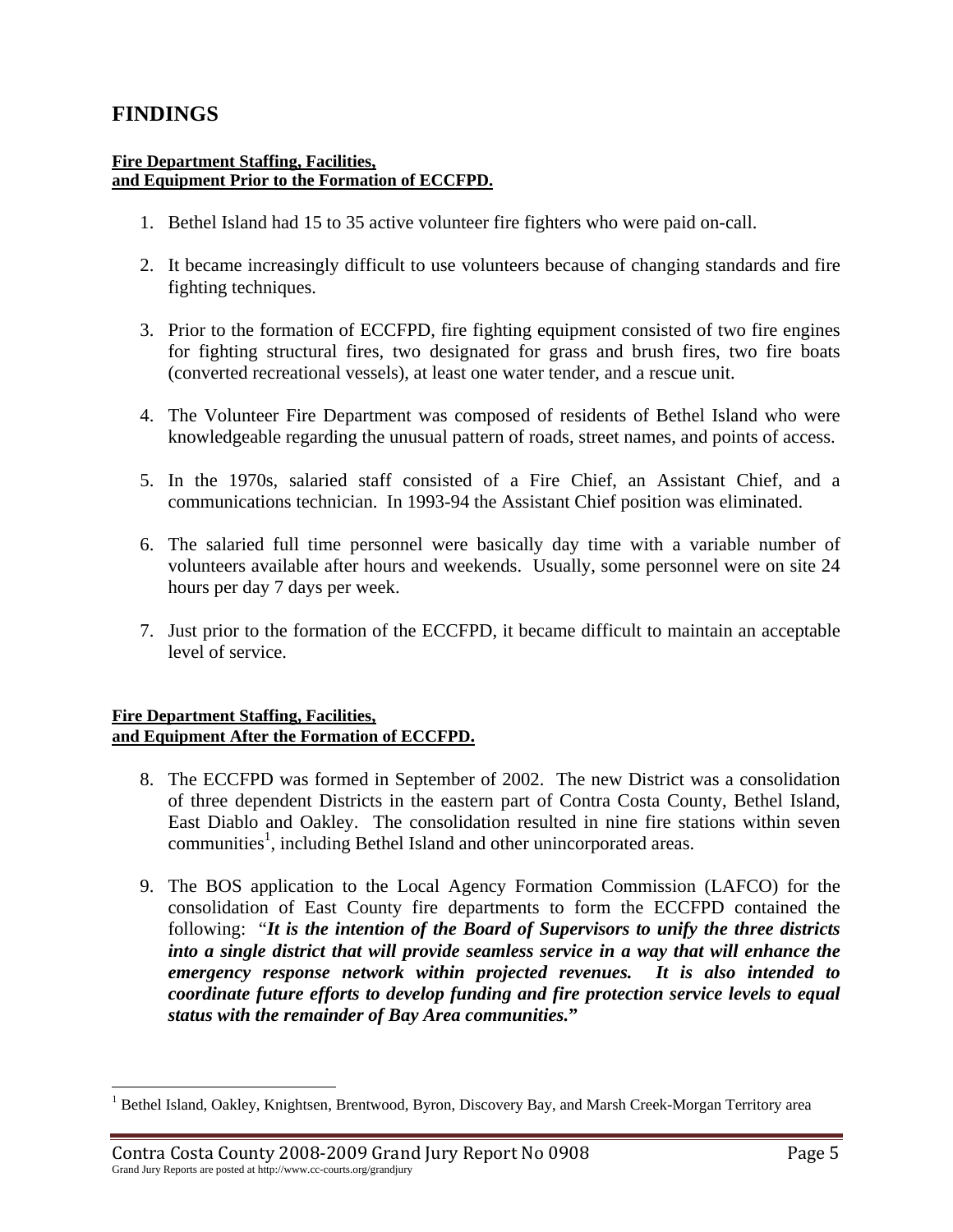## FINDINGS

**Fire Department Staffing, Facilities, and Equipment Prior to the Formation of ECCFPD.**

1. Bethel Island had 15 to 35 active volunteer fire fighters who were paid on-call.

2. It became increasingly difficult to use volunteers because of changing standards and fire fighting techniques.

3. Prior to the formation of ECCFPD, fire fighting equipment consisted of two fire engines for fighting structural fires, two designated for grass and brush fires, two fire boats (converted recreational vessels), at least one water tender, and a rescue unit.

4. The Volunteer Fire Department was composed of residents of Bethel Island who were knowledgeable regarding the unusual pattern of roads, street names, and points of access.

5. In the 1970s, salaried staff consisted of a Fire Chief, an Assistant Chief, and a communications technician. In 1993-94 the Assistant Chief position was eliminated.

6. The salaried full time personnel were basically day time with a variable number of volunteers available after hours and weekends. Usually, some personnel were on site 24 hours per day 7 days per week.

7. Just prior to the formation of the ECCFPD, it became difficult to maintain an acceptable level of service.

**Fire Department Staffing, Facilities, and Equipment After the Formation of ECCFPD.**

8. The ECCFPD was formed in September of 2002. The new District was a consolidation of three dependent Districts in the eastern part of Contra Costa County, Bethel Island, East Diablo and Oakley. The consolidation resulted in nine fire stations within seven communities[1], including Bethel Island and other unincorporated areas.

9. The BOS application to the Local Agency Formation Commission (LAFCO) for the consolidation of East County fire departments to form the ECCFPD contained the following: "***It is the intention of the Board of Supervisors to unify the three districts into a single district that will provide seamless service in a way that will enhance the emergency response network within projected revenues. It is also intended to coordinate future efforts to develop funding and fire protection service levels to equal status with the remainder of Bay Area communities.***"

---

[1] Bethel Island, Oakley, Knightsen, Brentwood, Byron, Discovery Bay, and Marsh Creek-Morgan Territory area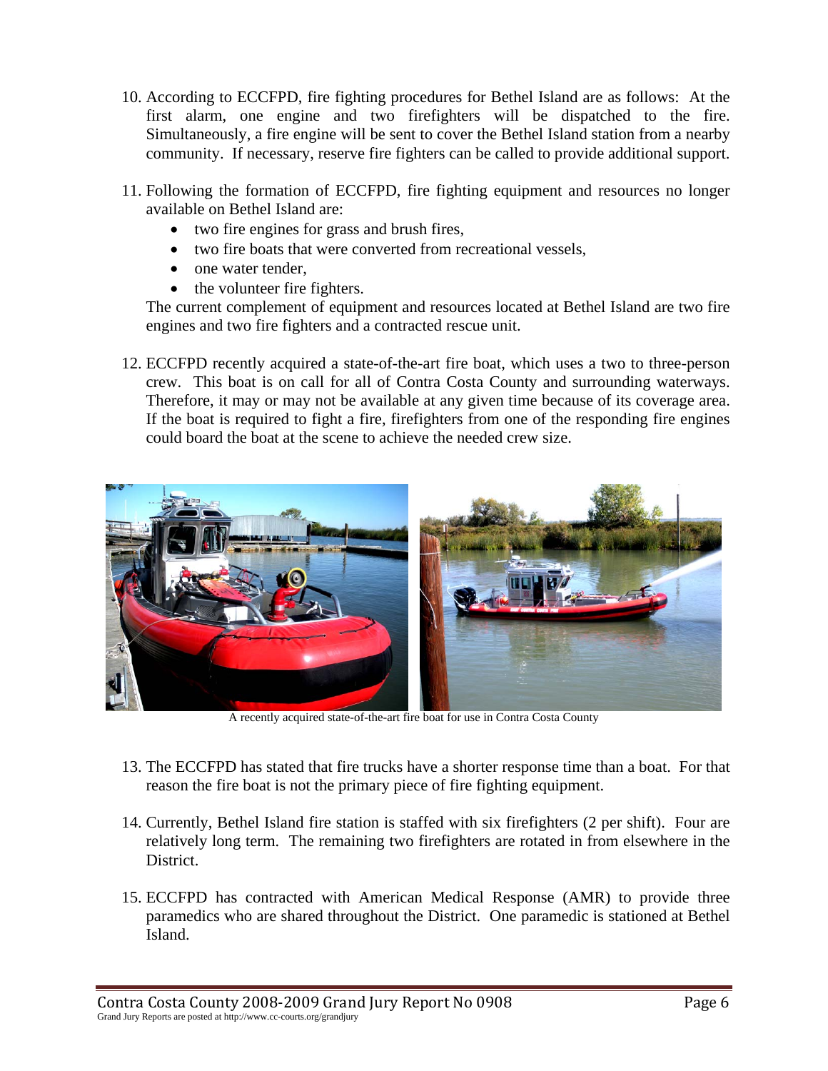10. According to ECCFPD, fire fighting procedures for Bethel Island are as follows: At the first alarm, one engine and two firefighters will be dispatched to the fire. Simultaneously, a fire engine will be sent to cover the Bethel Island station from a nearby community. If necessary, reserve fire fighters can be called to provide additional support.

11. Following the formation of ECCFPD, fire fighting equipment and resources no longer available on Bethel Island are:
    - two fire engines for grass and brush fires,
    - two fire boats that were converted from recreational vessels,
    - one water tender,
    - the volunteer fire fighters.

    The current complement of equipment and resources located at Bethel Island are two fire engines and two fire fighters and a contracted rescue unit.

12. ECCFPD recently acquired a state-of-the-art fire boat, which uses a two to three-person crew. This boat is on call for all of Contra Costa County and surrounding waterways. Therefore, it may or may not be available at any given time because of its coverage area. If the boat is required to fight a fire, firefighters from one of the responding fire engines could board the boat at the scene to achieve the needed crew size.

A recently acquired state-of-the-art fire boat for use in Contra Costa County

13. The ECCFPD has stated that fire trucks have a shorter response time than a boat. For that reason the fire boat is not the primary piece of fire fighting equipment.

14. Currently, Bethel Island fire station is staffed with six firefighters (2 per shift). Four are relatively long term. The remaining two firefighters are rotated in from elsewhere in the District.

15. ECCFPD has contracted with American Medical Response (AMR) to provide three paramedics who are shared throughout the District. One paramedic is stationed at Bethel Island.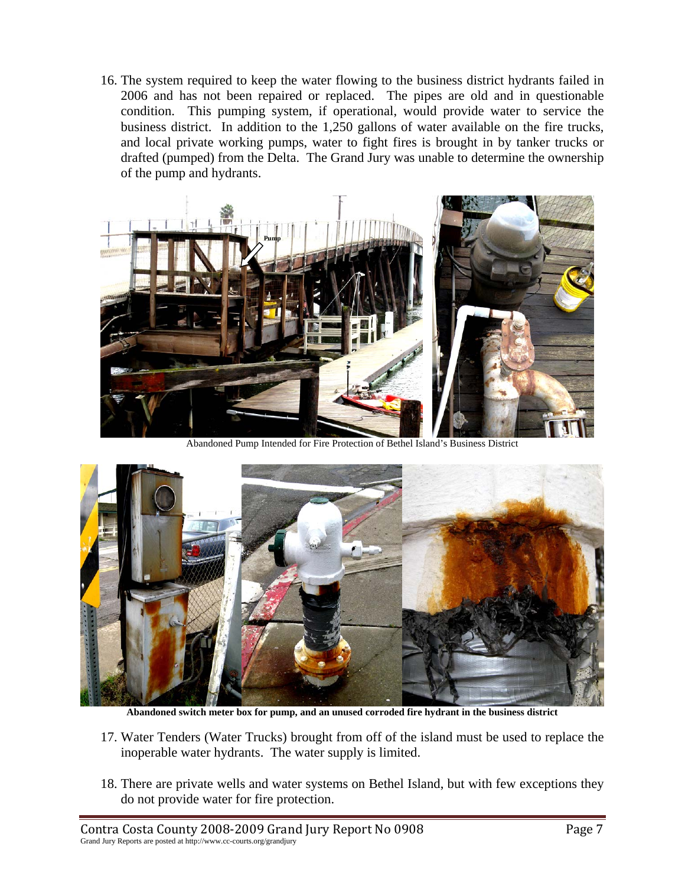16. The system required to keep the water flowing to the business district hydrants failed in 2006 and has not been repaired or replaced. The pipes are old and in questionable condition. This pumping system, if operational, would provide water to service the business district. In addition to the 1,250 gallons of water available on the fire trucks, and local private working pumps, water to fight fires is brought in by tanker trucks or drafted (pumped) from the Delta. The Grand Jury was unable to determine the ownership of the pump and hydrants.

Abandoned Pump Intended for Fire Protection of Bethel Island's Business District

**Abandoned switch meter box for pump, and an unused corroded fire hydrant in the business district**

17. Water Tenders (Water Trucks) brought from off of the island must be used to replace the inoperable water hydrants. The water supply is limited.

18. There are private wells and water systems on Bethel Island, but with few exceptions they do not provide water for fire protection.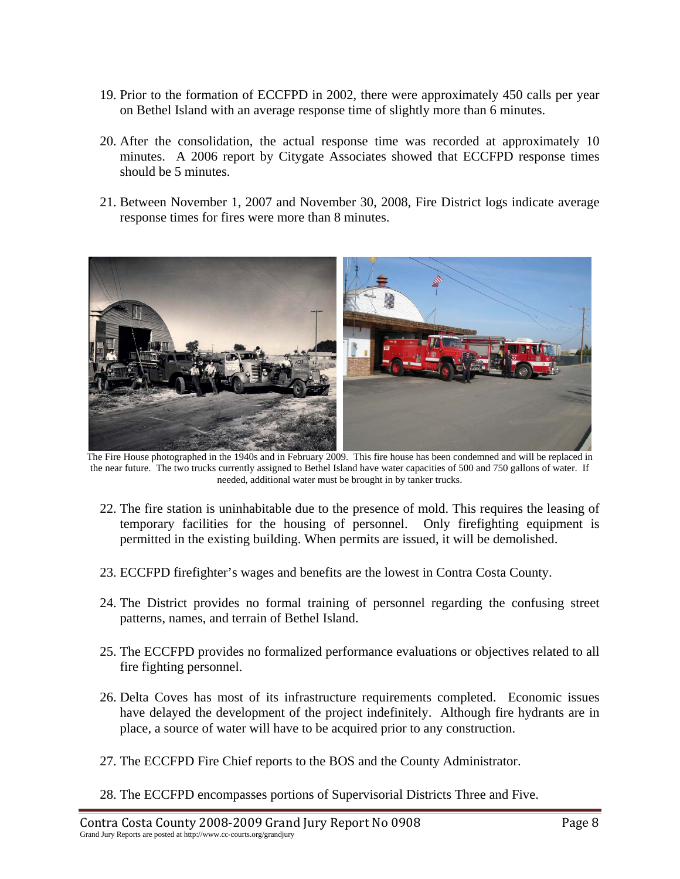19. Prior to the formation of ECCFPD in 2002, there were approximately 450 calls per year on Bethel Island with an average response time of slightly more than 6 minutes.

20. After the consolidation, the actual response time was recorded at approximately 10 minutes. A 2006 report by Citygate Associates showed that ECCFPD response times should be 5 minutes.

21. Between November 1, 2007 and November 30, 2008, Fire District logs indicate average response times for fires were more than 8 minutes.

The Fire House photographed in the 1940s and in February 2009. This fire house has been condemned and will be replaced in the near future. The two trucks currently assigned to Bethel Island have water capacities of 500 and 750 gallons of water. If needed, additional water must be brought in by tanker trucks.

22. The fire station is uninhabitable due to the presence of mold. This requires the leasing of temporary facilities for the housing of personnel. Only firefighting equipment is permitted in the existing building. When permits are issued, it will be demolished.

23. ECCFPD firefighter's wages and benefits are the lowest in Contra Costa County.

24. The District provides no formal training of personnel regarding the confusing street patterns, names, and terrain of Bethel Island.

25. The ECCFPD provides no formalized performance evaluations or objectives related to all fire fighting personnel.

26. Delta Coves has most of its infrastructure requirements completed. Economic issues have delayed the development of the project indefinitely. Although fire hydrants are in place, a source of water will have to be acquired prior to any construction.

27. The ECCFPD Fire Chief reports to the BOS and the County Administrator.

28. The ECCFPD encompasses portions of Supervisorial Districts Three and Five.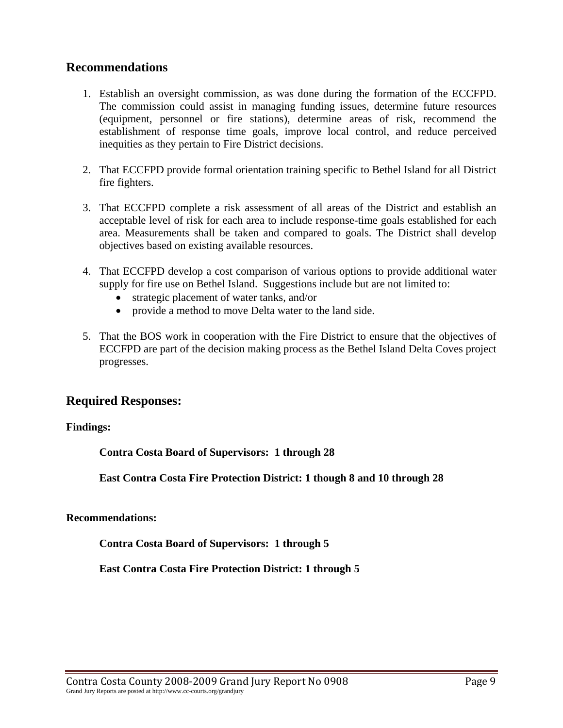## Recommendations

1. Establish an oversight commission, as was done during the formation of the ECCFPD. The commission could assist in managing funding issues, determine future resources (equipment, personnel or fire stations), determine areas of risk, recommend the establishment of response time goals, improve local control, and reduce perceived inequities as they pertain to Fire District decisions.

2. That ECCFPD provide formal orientation training specific to Bethel Island for all District fire fighters.

3. That ECCFPD complete a risk assessment of all areas of the District and establish an acceptable level of risk for each area to include response-time goals established for each area. Measurements shall be taken and compared to goals. The District shall develop objectives based on existing available resources.

4. That ECCFPD develop a cost comparison of various options to provide additional water supply for fire use on Bethel Island. Suggestions include but are not limited to:
   - strategic placement of water tanks, and/or
   - provide a method to move Delta water to the land side.

5. That the BOS work in cooperation with the Fire District to ensure that the objectives of ECCFPD are part of the decision making process as the Bethel Island Delta Coves project progresses.

## Required Responses:

**Findings:**

**Contra Costa Board of Supervisors: 1 through 28**

**East Contra Costa Fire Protection District: 1 though 8 and 10 through 28**

**Recommendations:**

**Contra Costa Board of Supervisors: 1 through 5**

**East Contra Costa Fire Protection District: 1 through 5**